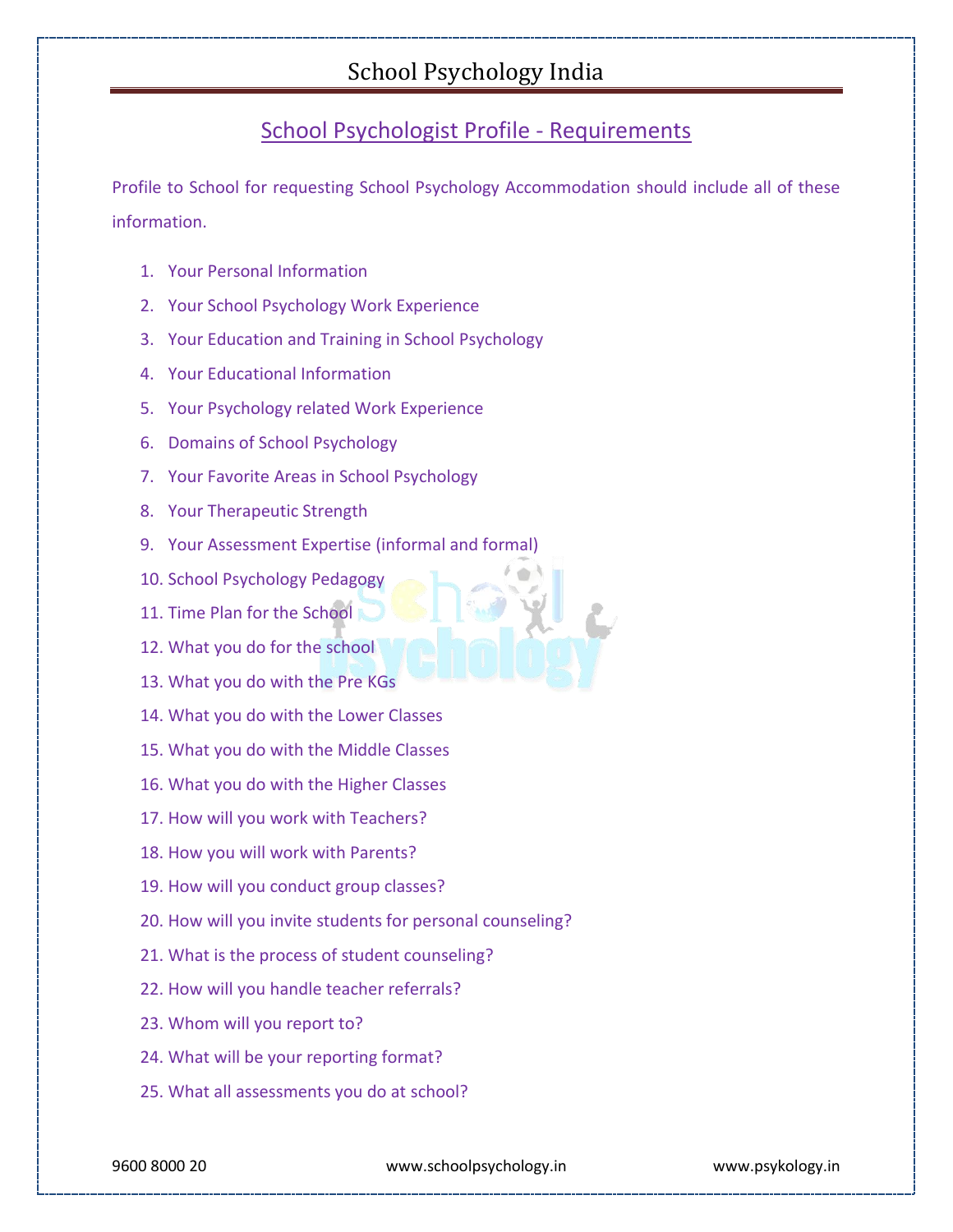## School Psychologist Profile - Requirements

Profile to School for requesting School Psychology Accommodation should include all of these information.

1. Your Personal Information
2. Your School Psychology Work Experience
3. Your Education and Training in School Psychology
4. Your Educational Information
5. Your Psychology related Work Experience
6. Domains of School Psychology
7. Your Favorite Areas in School Psychology
8. Your Therapeutic Strength
9. Your Assessment Expertise (informal and formal)
10. School Psychology Pedagogy
11. Time Plan for the School
12. What you do for the school
13. What you do with the Pre KGs
14. What you do with the Lower Classes
15. What you do with the Middle Classes
16. What you do with the Higher Classes
17. How will you work with Teachers?
18. How you will work with Parents?
19. How will you conduct group classes?
20. How will you invite students for personal counseling?
21. What is the process of student counseling?
22. How will you handle teacher referrals?
23. Whom will you report to?
24. What will be your reporting format?
25. What all assessments you do at school?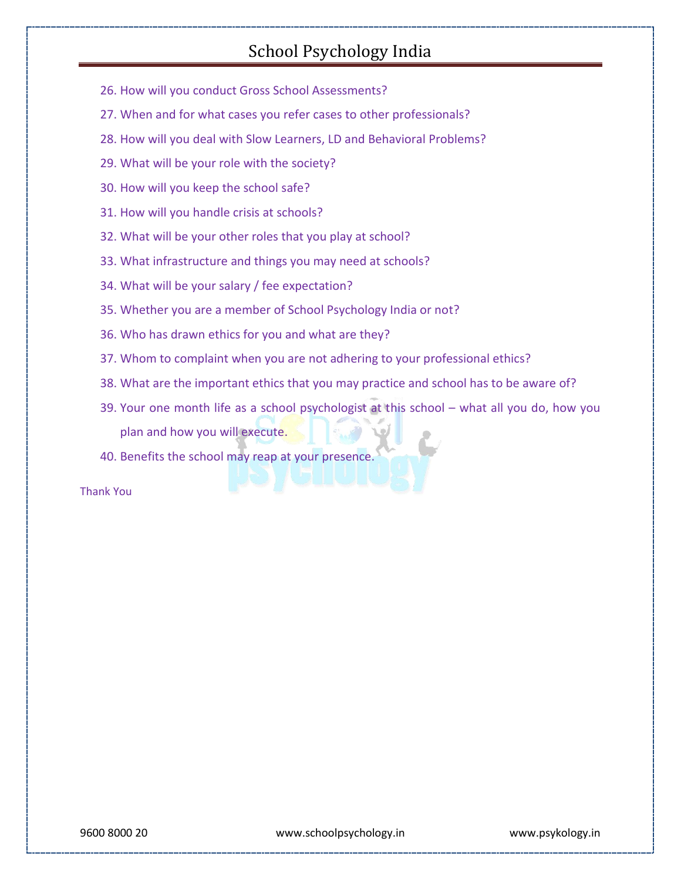26. How will you conduct Gross School Assessments?
27. When and for what cases you refer cases to other professionals?
28. How will you deal with Slow Learners, LD and Behavioral Problems?
29. What will be your role with the society?
30. How will you keep the school safe?
31. How will you handle crisis at schools?
32. What will be your other roles that you play at school?
33. What infrastructure and things you may need at schools?
34. What will be your salary / fee expectation?
35. Whether you are a member of School Psychology India or not?
36. Who has drawn ethics for you and what are they?
37. Whom to complaint when you are not adhering to your professional ethics?
38. What are the important ethics that you may practice and school has to be aware of?
39. Your one month life as a school psychologist at this school – what all you do, how you plan and how you will execute.
40. Benefits the school may reap at your presence.

Thank You